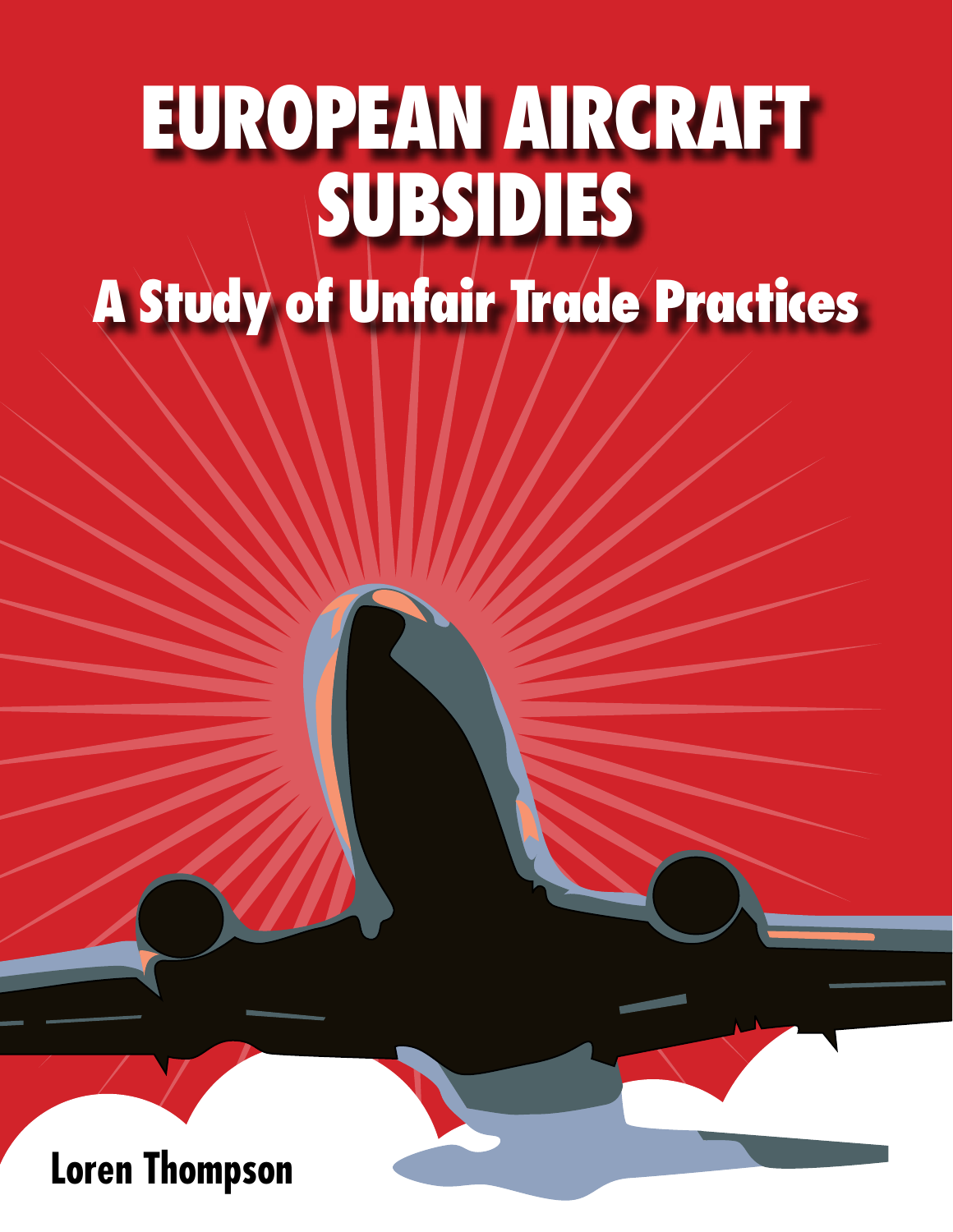# EUROPEAN AIRCRAFT SUBSIDIES

## A Study of Unfair Trade Practices

**Loren Thompson**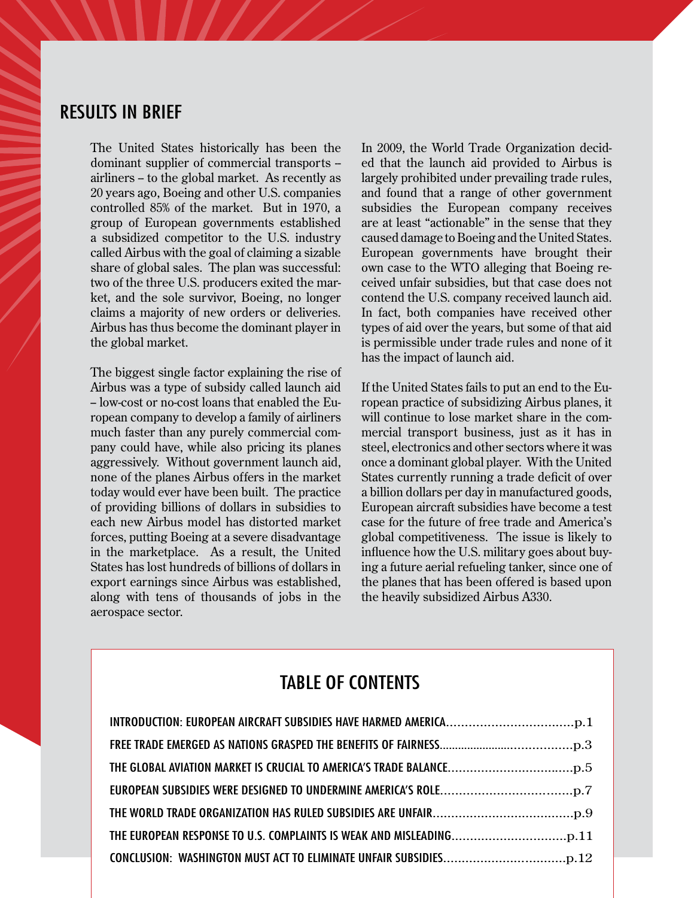## RESULTS IN BRIEF

The United States historically has been the dominant supplier of commercial transports – airliners – to the global market. As recently as 20 years ago, Boeing and other U.S. companies controlled 85% of the market. But in 1970, a group of European governments established a subsidized competitor to the U.S. industry called Airbus with the goal of claiming a sizable share of global sales. The plan was successful: two of the three U.S. producers exited the market, and the sole survivor, Boeing, no longer claims a majority of new orders or deliveries. Airbus has thus become the dominant player in the global market.

The biggest single factor explaining the rise of Airbus was a type of subsidy called launch aid – low-cost or no-cost loans that enabled the European company to develop a family of airliners much faster than any purely commercial company could have, while also pricing its planes aggressively. Without government launch aid, none of the planes Airbus offers in the market today would ever have been built. The practice of providing billions of dollars in subsidies to each new Airbus model has distorted market forces, putting Boeing at a severe disadvantage in the marketplace. As a result, the United States has lost hundreds of billions of dollars in export earnings since Airbus was established, along with tens of thousands of jobs in the aerospace sector.

In 2009, the World Trade Organization decided that the launch aid provided to Airbus is largely prohibited under prevailing trade rules, and found that a range of other government subsidies the European company receives are at least "actionable" in the sense that they caused damage to Boeing and the United States. European governments have brought their own case to the WTO alleging that Boeing received unfair subsidies, but that case does not contend the U.S. company received launch aid. In fact, both companies have received other types of aid over the years, but some of that aid is permissible under trade rules and none of it has the impact of launch aid.

If the United States fails to put an end to the European practice of subsidizing Airbus planes, it will continue to lose market share in the commercial transport business, just as it has in steel, electronics and other sectors where it was once a dominant global player. With the United States currently running a trade deficit of over a billion dollars per day in manufactured goods, European aircraft subsidies have become a test case for the future of free trade and America's global competitiveness. The issue is likely to influence how the U.S. military goes about buying a future aerial refueling tanker, since one of the planes that has been offered is based upon the heavily subsidized Airbus A330.

## TABLE OF CONTENTS

- INTRODUCTION: EUROPEAN AIRCRAFT SUBSIDIES HAVE HARMED AMERICA....................p.1
- FREE TRADE EMERGED AS NATIONS GRASPED THE BENEFITS OF FAIRNESS....................p.3
- THE GLOBAL AVIATION MARKET IS CRUCIAL TO AMERICA'S TRADE BALANCE....................p.5
- EUROPEAN SUBSIDIES WERE DESIGNED TO UNDERMINE AMERICA'S ROLE....................p.7
- THE WORLD TRADE ORGANIZATION HAS RULED SUBSIDIES ARE UNFAIR....................p.9
- THE EUROPEAN RESPONSE TO U.S. COMPLAINTS IS WEAK AND MISLEADING....................p.11
- CONCLUSION: WASHINGTON MUST ACT TO ELIMINATE UNFAIR SUBSIDIES....................p.12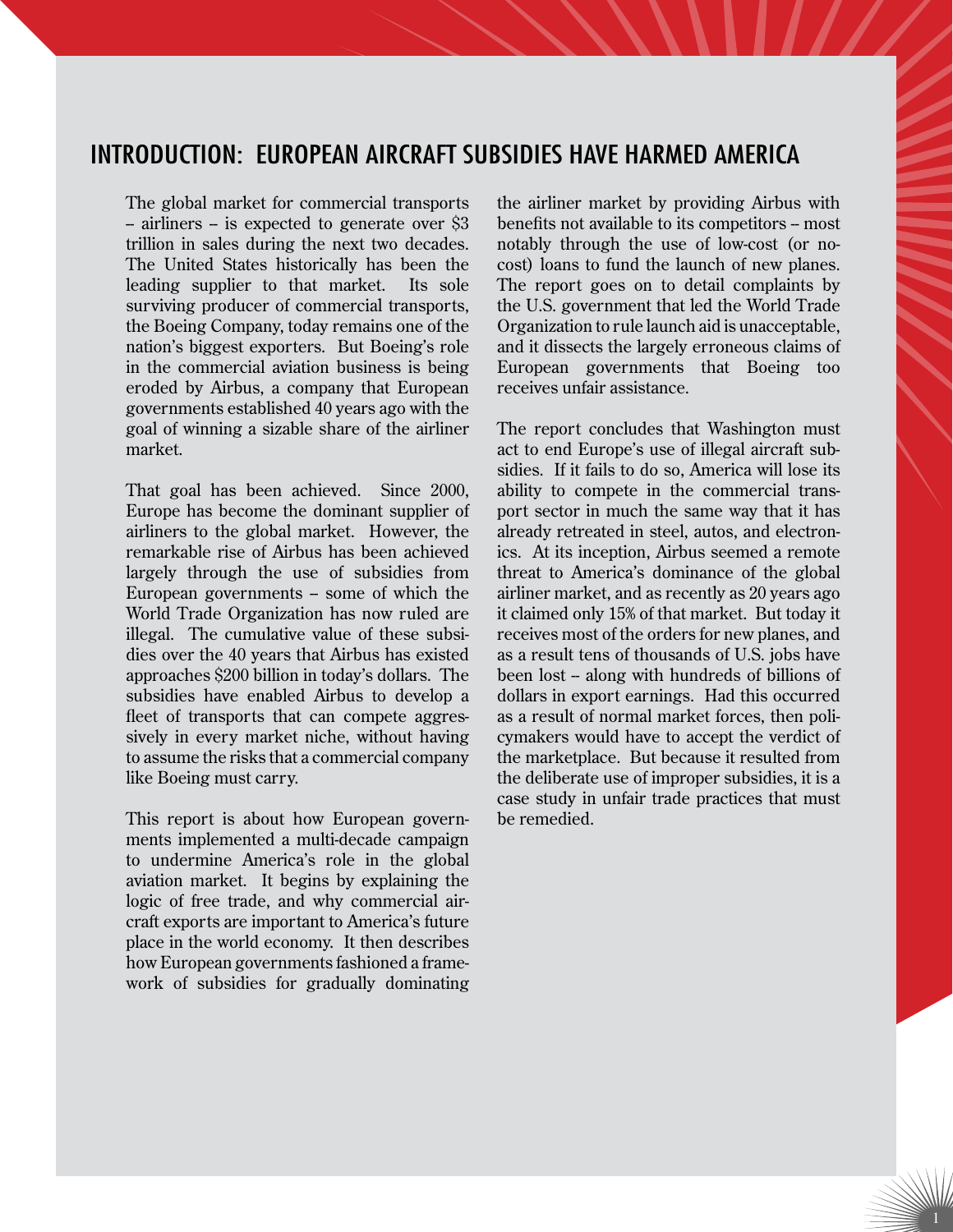# INTRODUCTION: EUROPEAN AIRCRAFT SUBSIDIES HAVE HARMED AMERICA

The global market for commercial transports – airliners – is expected to generate over $3 trillion in sales during the next two decades. The United States historically has been the leading supplier to that market. Its sole surviving producer of commercial transports, the Boeing Company, today remains one of the nation's biggest exporters. But Boeing's role in the commercial aviation business is being eroded by Airbus, a company that European governments established 40 years ago with the goal of winning a sizable share of the airliner market.

That goal has been achieved. Since 2000, Europe has become the dominant supplier of airliners to the global market. However, the remarkable rise of Airbus has been achieved largely through the use of subsidies from European governments – some of which the World Trade Organization has now ruled are illegal. The cumulative value of these subsidies over the 40 years that Airbus has existed approaches $200 billion in today's dollars. The subsidies have enabled Airbus to develop a fleet of transports that can compete aggressively in every market niche, without having to assume the risks that a commercial company like Boeing must carry.

This report is about how European governments implemented a multi-decade campaign to undermine America's role in the global aviation market. It begins by explaining the logic of free trade, and why commercial aircraft exports are important to America's future place in the world economy. It then describes how European governments fashioned a framework of subsidies for gradually dominating the airliner market by providing Airbus with benefits not available to its competitors – most notably through the use of low-cost (or no-cost) loans to fund the launch of new planes. The report goes on to detail complaints by the U.S. government that led the World Trade Organization to rule launch aid is unacceptable, and it dissects the largely erroneous claims of European governments that Boeing too receives unfair assistance.

The report concludes that Washington must act to end Europe's use of illegal aircraft subsidies. If it fails to do so, America will lose its ability to compete in the commercial transport sector in much the same way that it has already retreated in steel, autos, and electronics. At its inception, Airbus seemed a remote threat to America's dominance of the global airliner market, and as recently as 20 years ago it claimed only 15% of that market. But today it receives most of the orders for new planes, and as a result tens of thousands of U.S. jobs have been lost – along with hundreds of billions of dollars in export earnings. Had this occurred as a result of normal market forces, then policymakers would have to accept the verdict of the marketplace. But because it resulted from the deliberate use of improper subsidies, it is a case study in unfair trade practices that must be remedied.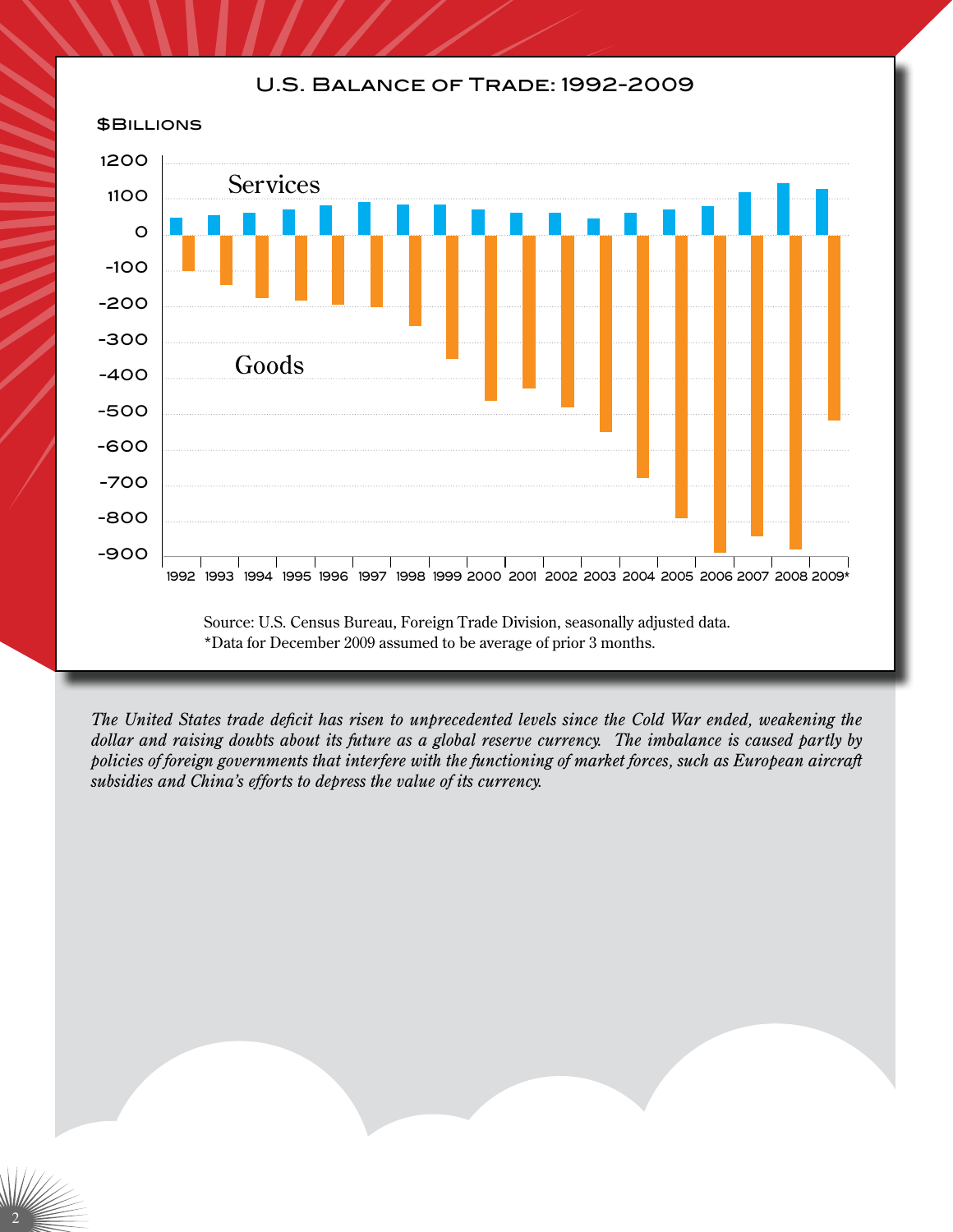## U.S. Balance of Trade: 1992-2009

$Billions

Source: U.S. Census Bureau, Foreign Trade Division, seasonally adjusted data.
*Data for December 2009 assumed to be average of prior 3 months.

*The United States trade deficit has risen to unprecedented levels since the Cold War ended, weakening the dollar and raising doubts about its future as a global reserve currency. The imbalance is caused partly by policies of foreign governments that interfere with the functioning of market forces, such as European aircraft subsidies and China's efforts to depress the value of its currency.*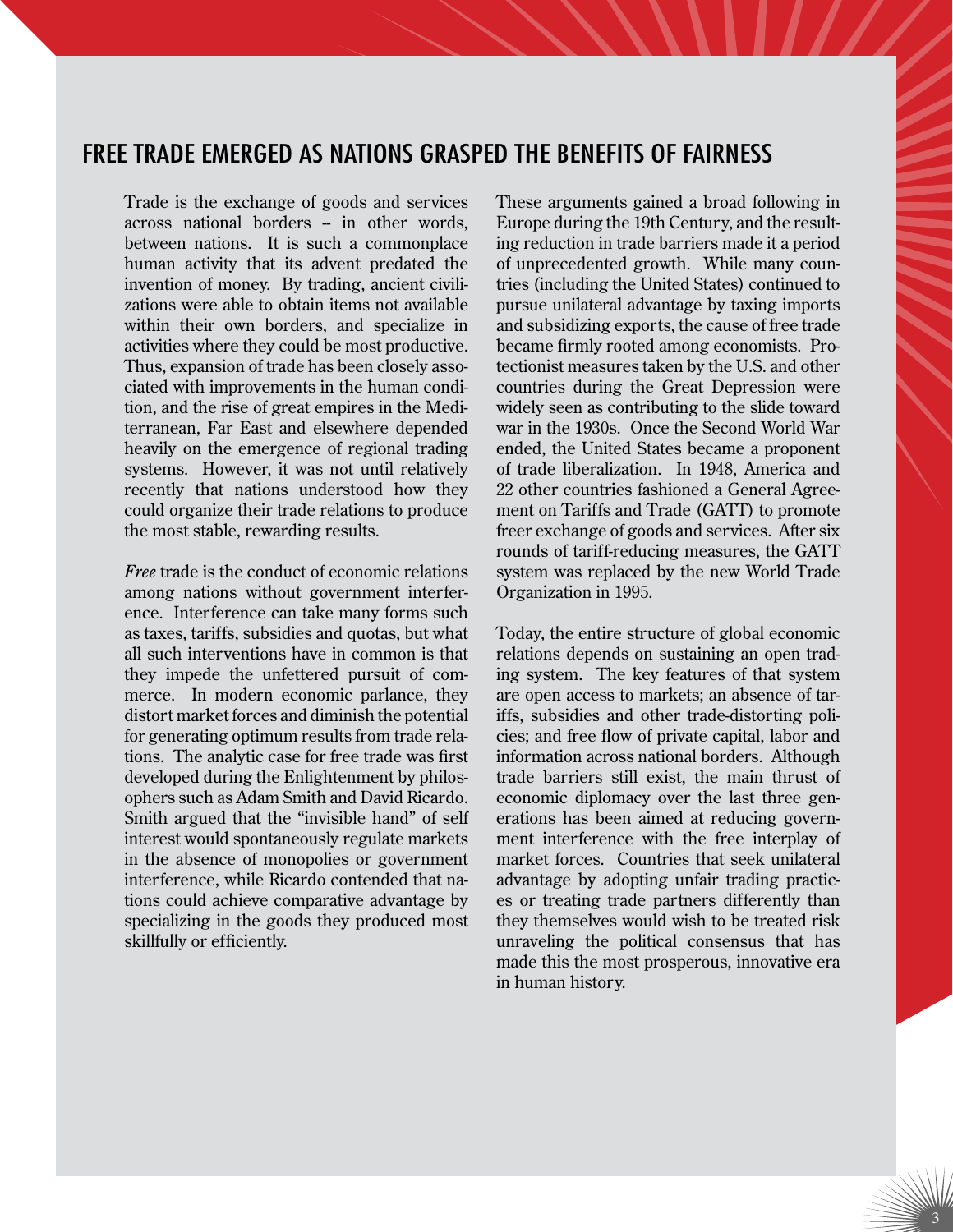## FREE TRADE EMERGED AS NATIONS GRASPED THE BENEFITS OF FAIRNESS

Trade is the exchange of goods and services across national borders – in other words, between nations. It is such a commonplace human activity that its advent predated the invention of money. By trading, ancient civilizations were able to obtain items not available within their own borders, and specialize in activities where they could be most productive. Thus, expansion of trade has been closely associated with improvements in the human condition, and the rise of great empires in the Mediterranean, Far East and elsewhere depended heavily on the emergence of regional trading systems. However, it was not until relatively recently that nations understood how they could organize their trade relations to produce the most stable, rewarding results.

*Free* trade is the conduct of economic relations among nations without government interference. Interference can take many forms such as taxes, tariffs, subsidies and quotas, but what all such interventions have in common is that they impede the unfettered pursuit of commerce. In modern economic parlance, they distort market forces and diminish the potential for generating optimum results from trade relations. The analytic case for free trade was first developed during the Enlightenment by philosophers such as Adam Smith and David Ricardo. Smith argued that the "invisible hand" of self interest would spontaneously regulate markets in the absence of monopolies or government interference, while Ricardo contended that nations could achieve comparative advantage by specializing in the goods they produced most skillfully or efficiently.

These arguments gained a broad following in Europe during the 19th Century, and the resulting reduction in trade barriers made it a period of unprecedented growth. While many countries (including the United States) continued to pursue unilateral advantage by taxing imports and subsidizing exports, the cause of free trade became firmly rooted among economists. Protectionist measures taken by the U.S. and other countries during the Great Depression were widely seen as contributing to the slide toward war in the 1930s. Once the Second World War ended, the United States became a proponent of trade liberalization. In 1948, America and 22 other countries fashioned a General Agreement on Tariffs and Trade (GATT) to promote freer exchange of goods and services. After six rounds of tariff-reducing measures, the GATT system was replaced by the new World Trade Organization in 1995.

Today, the entire structure of global economic relations depends on sustaining an open trading system. The key features of that system are open access to markets; an absence of tariffs, subsidies and other trade-distorting policies; and free flow of private capital, labor and information across national borders. Although trade barriers still exist, the main thrust of economic diplomacy over the last three generations has been aimed at reducing government interference with the free interplay of market forces. Countries that seek unilateral advantage by adopting unfair trading practices or treating trade partners differently than they themselves would wish to be treated risk unraveling the political consensus that has made this the most prosperous, innovative era in human history.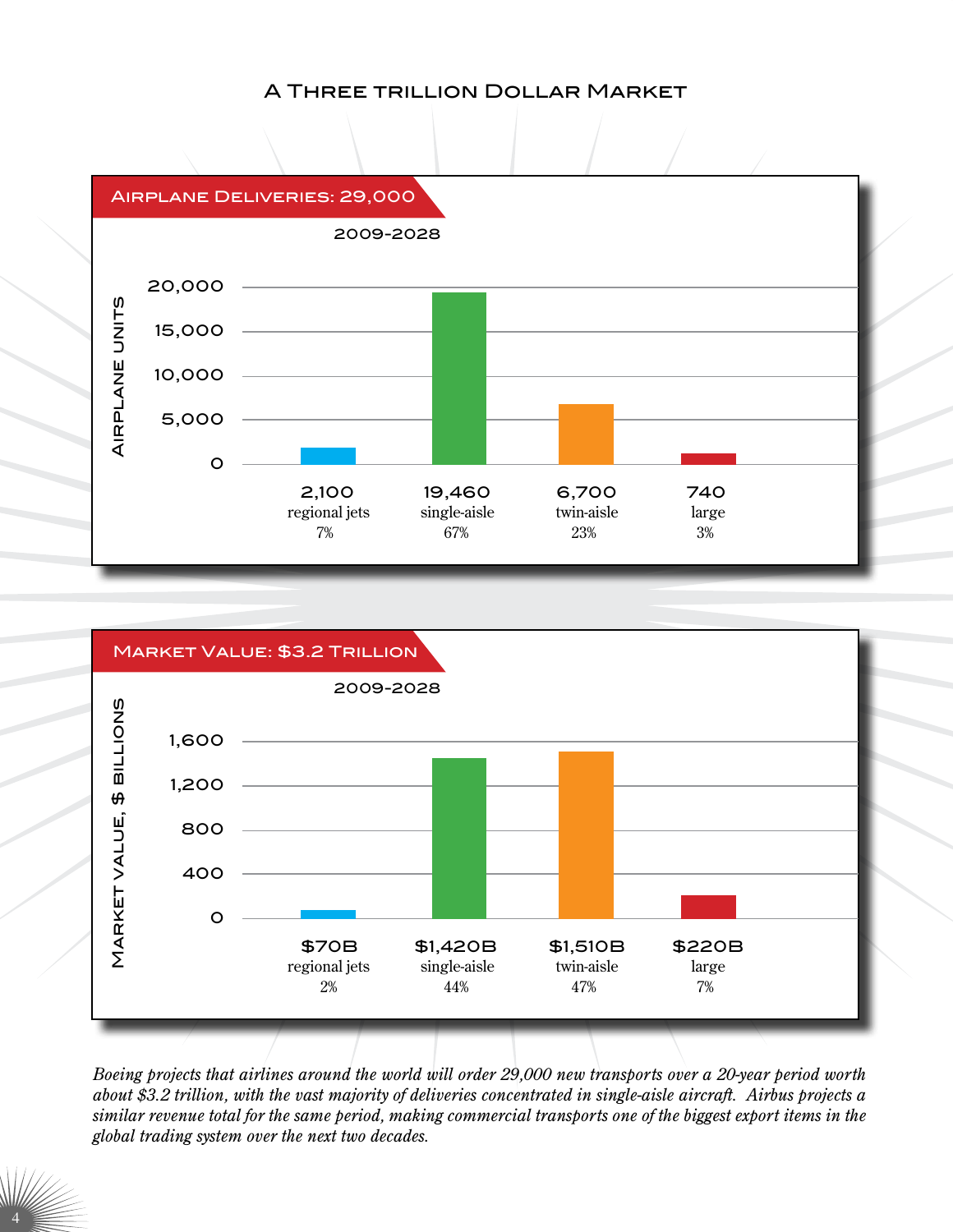# A Three trillion Dollar Market

## Airplane Deliveries: 29,000

2009-2028

| | regional jets | single-aisle | twin-aisle | large |
|---|---|---|---|---|
| Airplane units | 2,100 | 19,460 | 6,700 | 740 |
| Share | 7% | 67% | 23% | 3% |

## Market Value: $3.2 Trillion

2009-2028

| | regional jets | single-aisle | twin-aisle | large |
|---|---|---|---|---|
| Market value, $ billions | $70B | $1,420B | $1,510B | $220B |
| Share | 2% | 44% | 47% | 7% |

*Boeing projects that airlines around the world will order 29,000 new transports over a 20-year period worth about $3.2 trillion, with the vast majority of deliveries concentrated in single-aisle aircraft. Airbus projects a similar revenue total for the same period, making commercial transports one of the biggest export items in the global trading system over the next two decades.*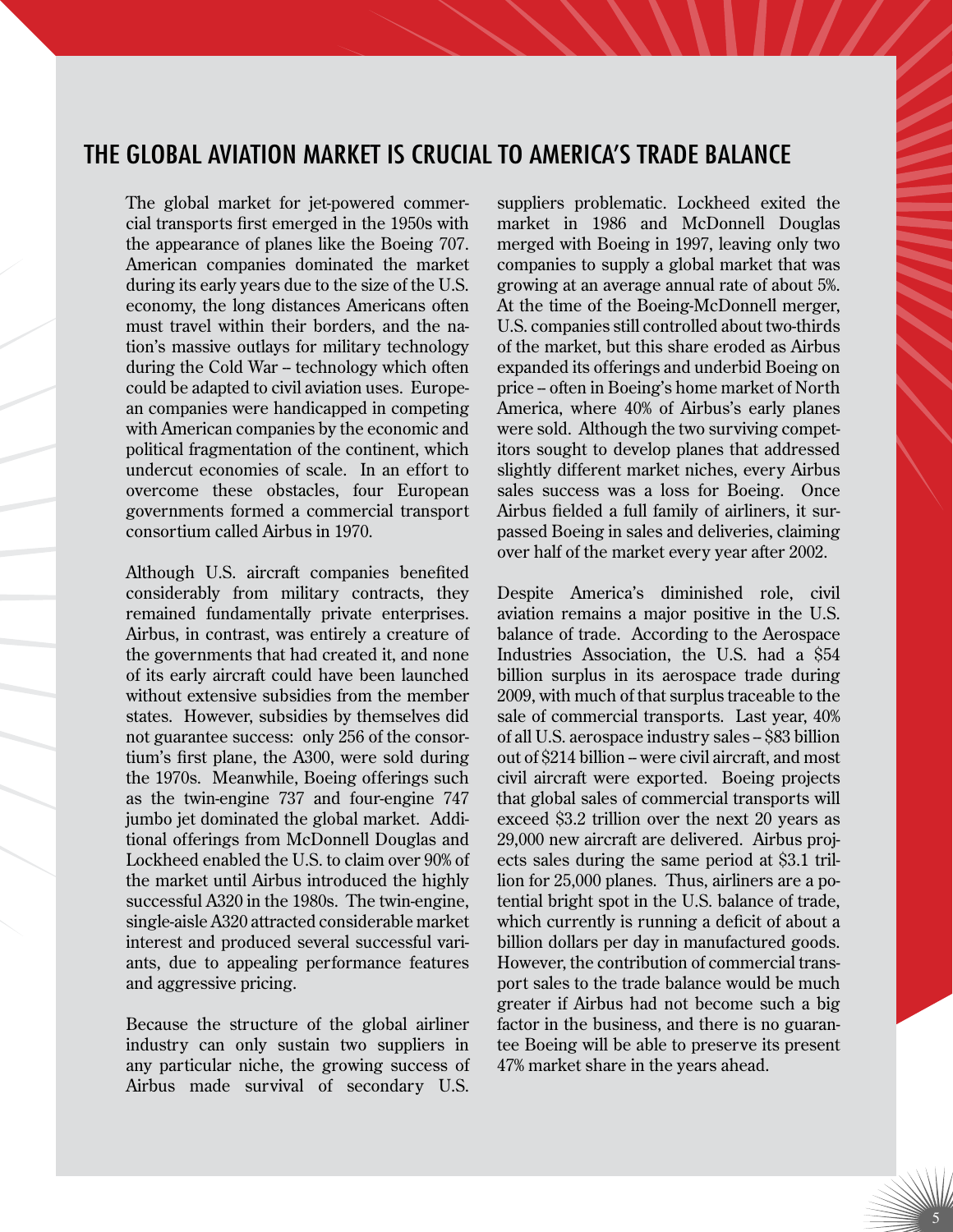## THE GLOBAL AVIATION MARKET IS CRUCIAL TO AMERICA'S TRADE BALANCE

The global market for jet-powered commercial transports first emerged in the 1950s with the appearance of planes like the Boeing 707. American companies dominated the market during its early years due to the size of the U.S. economy, the long distances Americans often must travel within their borders, and the nation's massive outlays for military technology during the Cold War – technology which often could be adapted to civil aviation uses. European companies were handicapped in competing with American companies by the economic and political fragmentation of the continent, which undercut economies of scale. In an effort to overcome these obstacles, four European governments formed a commercial transport consortium called Airbus in 1970.

Although U.S. aircraft companies benefited considerably from military contracts, they remained fundamentally private enterprises. Airbus, in contrast, was entirely a creature of the governments that had created it, and none of its early aircraft could have been launched without extensive subsidies from the member states. However, subsidies by themselves did not guarantee success: only 256 of the consortium's first plane, the A300, were sold during the 1970s. Meanwhile, Boeing offerings such as the twin-engine 737 and four-engine 747 jumbo jet dominated the global market. Additional offerings from McDonnell Douglas and Lockheed enabled the U.S. to claim over 90% of the market until Airbus introduced the highly successful A320 in the 1980s. The twin-engine, single-aisle A320 attracted considerable market interest and produced several successful variants, due to appealing performance features and aggressive pricing.

Because the structure of the global airliner industry can only sustain two suppliers in any particular niche, the growing success of Airbus made survival of secondary U.S. suppliers problematic. Lockheed exited the market in 1986 and McDonnell Douglas merged with Boeing in 1997, leaving only two companies to supply a global market that was growing at an average annual rate of about 5%. At the time of the Boeing-McDonnell merger, U.S. companies still controlled about two-thirds of the market, but this share eroded as Airbus expanded its offerings and underbid Boeing on price – often in Boeing's home market of North America, where 40% of Airbus's early planes were sold. Although the two surviving competitors sought to develop planes that addressed slightly different market niches, every Airbus sales success was a loss for Boeing. Once Airbus fielded a full family of airliners, it surpassed Boeing in sales and deliveries, claiming over half of the market every year after 2002.

Despite America's diminished role, civil aviation remains a major positive in the U.S. balance of trade. According to the Aerospace Industries Association, the U.S. had a $54 billion surplus in its aerospace trade during 2009, with much of that surplus traceable to the sale of commercial transports. Last year, 40% of all U.S. aerospace industry sales – $83 billion out of $214 billion – were civil aircraft, and most civil aircraft were exported. Boeing projects that global sales of commercial transports will exceed $3.2 trillion over the next 20 years as 29,000 new aircraft are delivered. Airbus projects sales during the same period at $3.1 trillion for 25,000 planes. Thus, airliners are a potential bright spot in the U.S. balance of trade, which currently is running a deficit of about a billion dollars per day in manufactured goods. However, the contribution of commercial transport sales to the trade balance would be much greater if Airbus had not become such a big factor in the business, and there is no guarantee Boeing will be able to preserve its present 47% market share in the years ahead.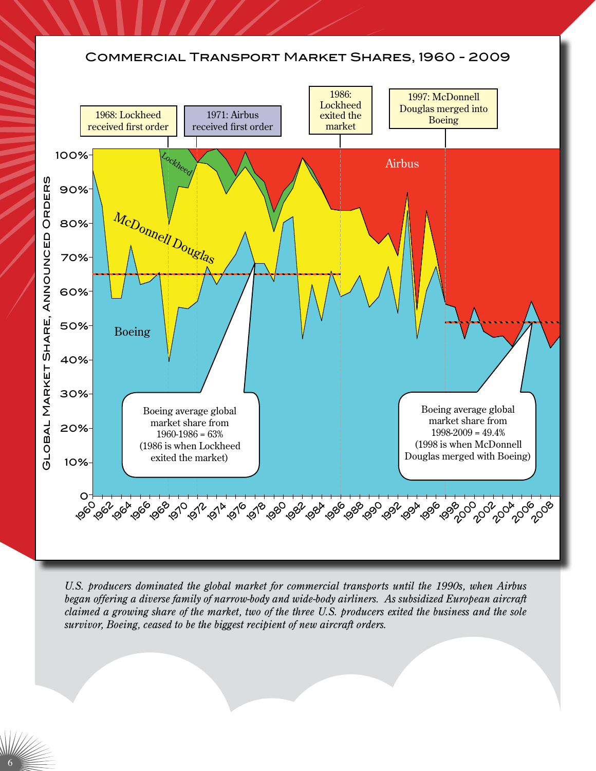## Commercial Transport Market Shares, 1960 - 2009

1968: Lockheed received first order

1971: Airbus received first order

1986: Lockheed exited the market

1997: McDonnell Douglas merged into Boeing

Global Market Share, Announced Orders

100%, 90%, 80%, 70%, 60%, 50%, 40%, 30%, 20%, 10%, 0

1960, 1962, 1964, 1966, 1968, 1970, 1972, 1974, 1976, 1978, 1980, 1982, 1984, 1986, 1988, 1990, 1992, 1994, 1996, 1998, 2000, 2002, 2004, 2006, 2008

Lockheed

McDonnell Douglas

Airbus

Boeing

Boeing average global market share from 1960-1986 = 63% (1986 is when Lockheed exited the market)

Boeing average global market share from 1998-2009 = 49.4% (1998 is when McDonnell Douglas merged with Boeing)

*U.S. producers dominated the global market for commercial transports until the 1990s, when Airbus began offering a diverse family of narrow-body and wide-body airliners. As subsidized European aircraft claimed a growing share of the market, two of the three U.S. producers exited the business and the sole survivor, Boeing, ceased to be the biggest recipient of new aircraft orders.*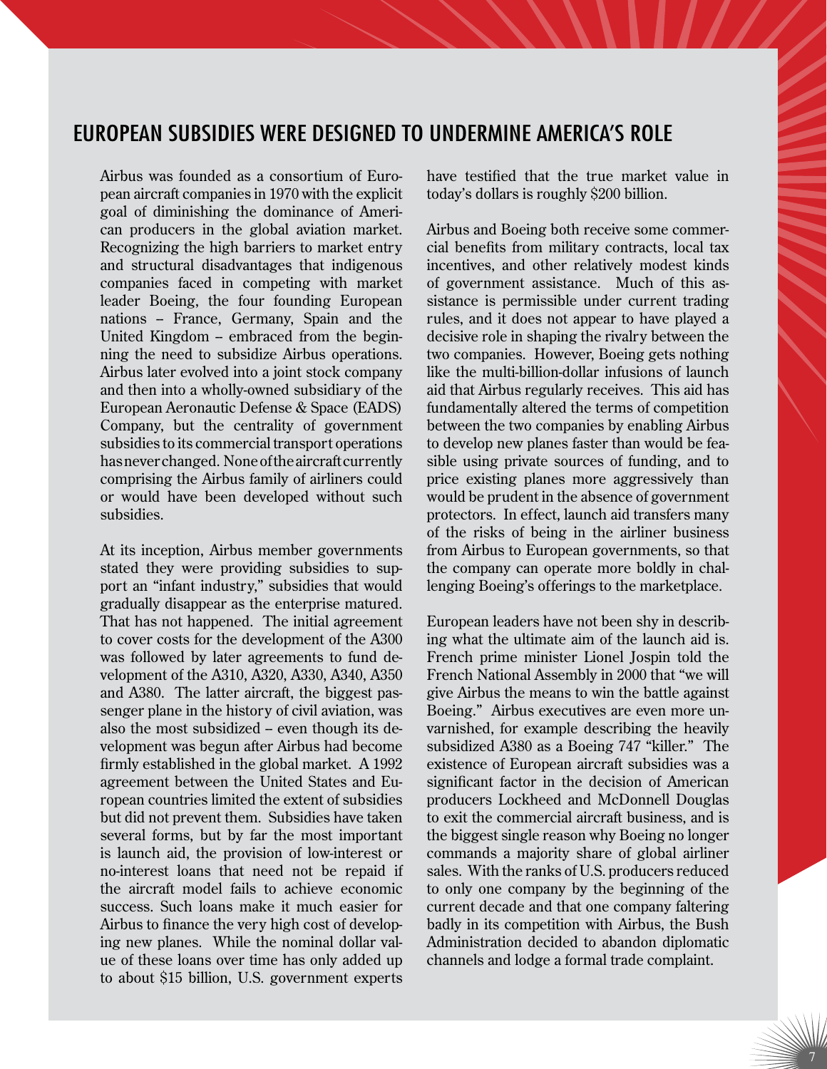## EUROPEAN SUBSIDIES WERE DESIGNED TO UNDERMINE AMERICA'S ROLE

Airbus was founded as a consortium of European aircraft companies in 1970 with the explicit goal of diminishing the dominance of American producers in the global aviation market. Recognizing the high barriers to market entry and structural disadvantages that indigenous companies faced in competing with market leader Boeing, the four founding European nations – France, Germany, Spain and the United Kingdom – embraced from the beginning the need to subsidize Airbus operations. Airbus later evolved into a joint stock company and then into a wholly-owned subsidiary of the European Aeronautic Defense & Space (EADS) Company, but the centrality of government subsidies to its commercial transport operations has never changed. None of the aircraft currently comprising the Airbus family of airliners could or would have been developed without such subsidies.

At its inception, Airbus member governments stated they were providing subsidies to support an "infant industry," subsidies that would gradually disappear as the enterprise matured. That has not happened. The initial agreement to cover costs for the development of the A300 was followed by later agreements to fund development of the A310, A320, A330, A340, A350 and A380. The latter aircraft, the biggest passenger plane in the history of civil aviation, was also the most subsidized – even though its development was begun after Airbus had become firmly established in the global market. A 1992 agreement between the United States and European countries limited the extent of subsidies but did not prevent them. Subsidies have taken several forms, but by far the most important is launch aid, the provision of low-interest or no-interest loans that need not be repaid if the aircraft model fails to achieve economic success. Such loans make it much easier for Airbus to finance the very high cost of developing new planes. While the nominal dollar value of these loans over time has only added up to about $15 billion, U.S. government experts have testified that the true market value in today's dollars is roughly $200 billion.

Airbus and Boeing both receive some commercial benefits from military contracts, local tax incentives, and other relatively modest kinds of government assistance. Much of this assistance is permissible under current trading rules, and it does not appear to have played a decisive role in shaping the rivalry between the two companies. However, Boeing gets nothing like the multi-billion-dollar infusions of launch aid that Airbus regularly receives. This aid has fundamentally altered the terms of competition between the two companies by enabling Airbus to develop new planes faster than would be feasible using private sources of funding, and to price existing planes more aggressively than would be prudent in the absence of government protectors. In effect, launch aid transfers many of the risks of being in the airliner business from Airbus to European governments, so that the company can operate more boldly in challenging Boeing's offerings to the marketplace.

European leaders have not been shy in describing what the ultimate aim of the launch aid is. French prime minister Lionel Jospin told the French National Assembly in 2000 that "we will give Airbus the means to win the battle against Boeing." Airbus executives are even more unvarnished, for example describing the heavily subsidized A380 as a Boeing 747 "killer." The existence of European aircraft subsidies was a significant factor in the decision of American producers Lockheed and McDonnell Douglas to exit the commercial aircraft business, and is the biggest single reason why Boeing no longer commands a majority share of global airliner sales. With the ranks of U.S. producers reduced to only one company by the beginning of the current decade and that one company faltering badly in its competition with Airbus, the Bush Administration decided to abandon diplomatic channels and lodge a formal trade complaint.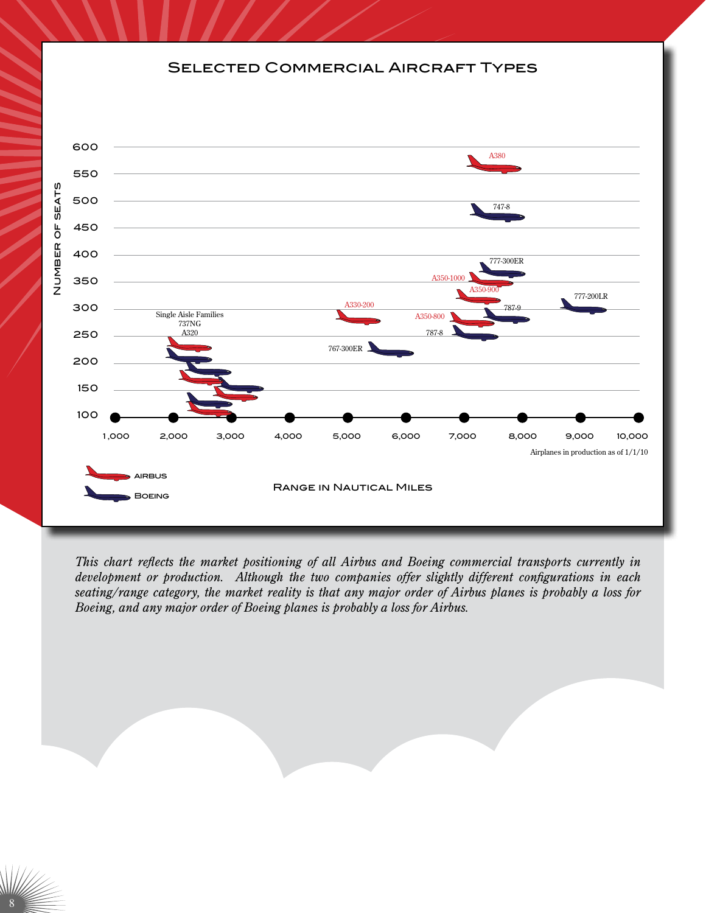## Selected Commercial Aircraft Types

Number of Seats

600
550
500
450
400
350
300
250
200
150
100

1,000 2,000 3,000 4,000 5,000 6,000 7,000 8,000 9,000 10,000

A380

747-8

777-300ER

A350-1000

A350-900

777-200LR

A330-200

A350-800

787-9

787-8

767-300ER

Single Aisle Families
737NG
A320

Airplanes in production as of 1/1/10

Airbus

Boeing

Range in Nautical Miles

*This chart reflects the market positioning of all Airbus and Boeing commercial transports currently in development or production. Although the two companies offer slightly different configurations in each seating/range category, the market reality is that any major order of Airbus planes is probably a loss for Boeing, and any major order of Boeing planes is probably a loss for Airbus.*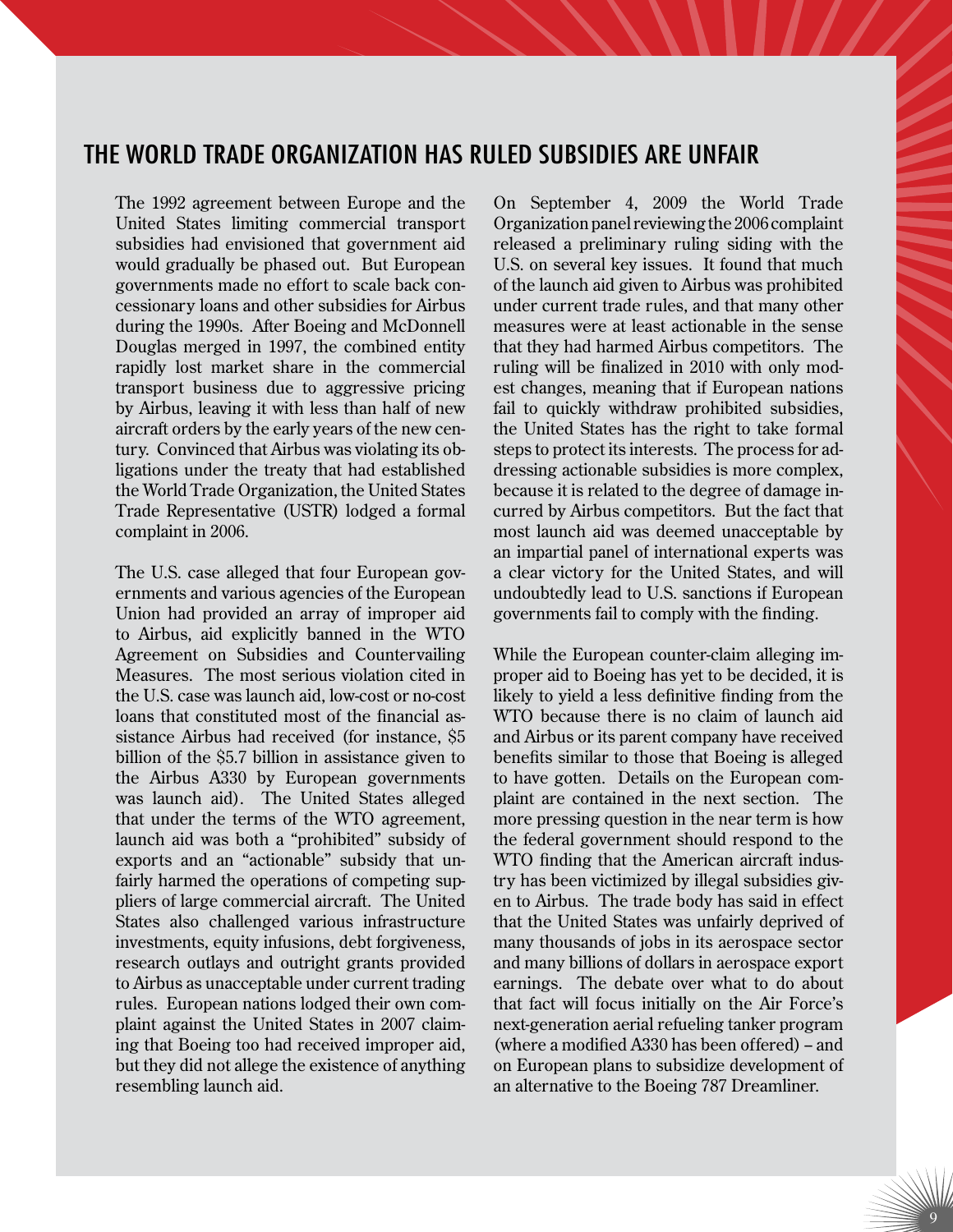## THE WORLD TRADE ORGANIZATION HAS RULED SUBSIDIES ARE UNFAIR

The 1992 agreement between Europe and the United States limiting commercial transport subsidies had envisioned that government aid would gradually be phased out. But European governments made no effort to scale back concessionary loans and other subsidies for Airbus during the 1990s. After Boeing and McDonnell Douglas merged in 1997, the combined entity rapidly lost market share in the commercial transport business due to aggressive pricing by Airbus, leaving it with less than half of new aircraft orders by the early years of the new century. Convinced that Airbus was violating its obligations under the treaty that had established the World Trade Organization, the United States Trade Representative (USTR) lodged a formal complaint in 2006.

The U.S. case alleged that four European governments and various agencies of the European Union had provided an array of improper aid to Airbus, aid explicitly banned in the WTO Agreement on Subsidies and Countervailing Measures. The most serious violation cited in the U.S. case was launch aid, low-cost or no-cost loans that constituted most of the financial assistance Airbus had received (for instance, $5 billion of the $5.7 billion in assistance given to the Airbus A330 by European governments was launch aid). The United States alleged that under the terms of the WTO agreement, launch aid was both a "prohibited" subsidy of exports and an "actionable" subsidy that unfairly harmed the operations of competing suppliers of large commercial aircraft. The United States also challenged various infrastructure investments, equity infusions, debt forgiveness, research outlays and outright grants provided to Airbus as unacceptable under current trading rules. European nations lodged their own complaint against the United States in 2007 claiming that Boeing too had received improper aid, but they did not allege the existence of anything resembling launch aid.

On September 4, 2009 the World Trade Organization panel reviewing the 2006 complaint released a preliminary ruling siding with the U.S. on several key issues. It found that much of the launch aid given to Airbus was prohibited under current trade rules, and that many other measures were at least actionable in the sense that they had harmed Airbus competitors. The ruling will be finalized in 2010 with only modest changes, meaning that if European nations fail to quickly withdraw prohibited subsidies, the United States has the right to take formal steps to protect its interests. The process for addressing actionable subsidies is more complex, because it is related to the degree of damage incurred by Airbus competitors. But the fact that most launch aid was deemed unacceptable by an impartial panel of international experts was a clear victory for the United States, and will undoubtedly lead to U.S. sanctions if European governments fail to comply with the finding.

While the European counter-claim alleging improper aid to Boeing has yet to be decided, it is likely to yield a less definitive finding from the WTO because there is no claim of launch aid and Airbus or its parent company have received benefits similar to those that Boeing is alleged to have gotten. Details on the European complaint are contained in the next section. The more pressing question in the near term is how the federal government should respond to the WTO finding that the American aircraft industry has been victimized by illegal subsidies given to Airbus. The trade body has said in effect that the United States was unfairly deprived of many thousands of jobs in its aerospace sector and many billions of dollars in aerospace export earnings. The debate over what to do about that fact will focus initially on the Air Force's next-generation aerial refueling tanker program (where a modified A330 has been offered) – and on European plans to subsidize development of an alternative to the Boeing 787 Dreamliner.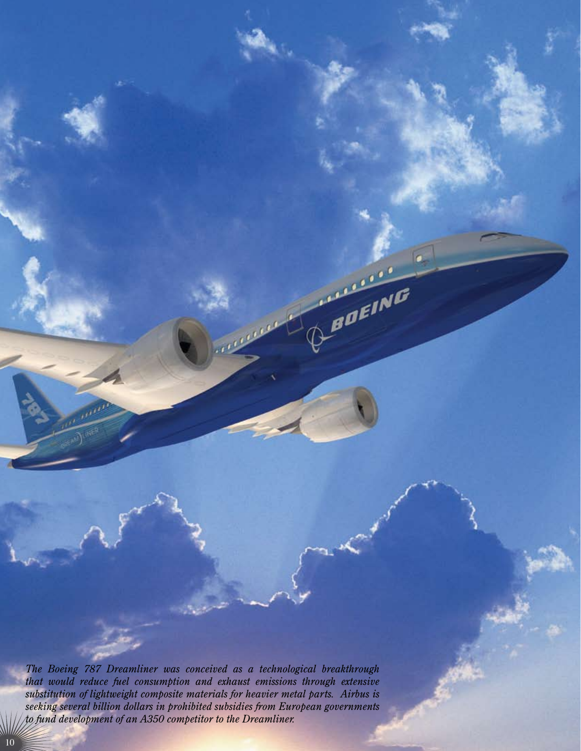*The Boeing 787 Dreamliner was conceived as a technological breakthrough that would reduce fuel consumption and exhaust emissions through extensive substitution of lightweight composite materials for heavier metal parts. Airbus is seeking several billion dollars in prohibited subsidies from European governments to fund development of an A350 competitor to the Dreamliner.*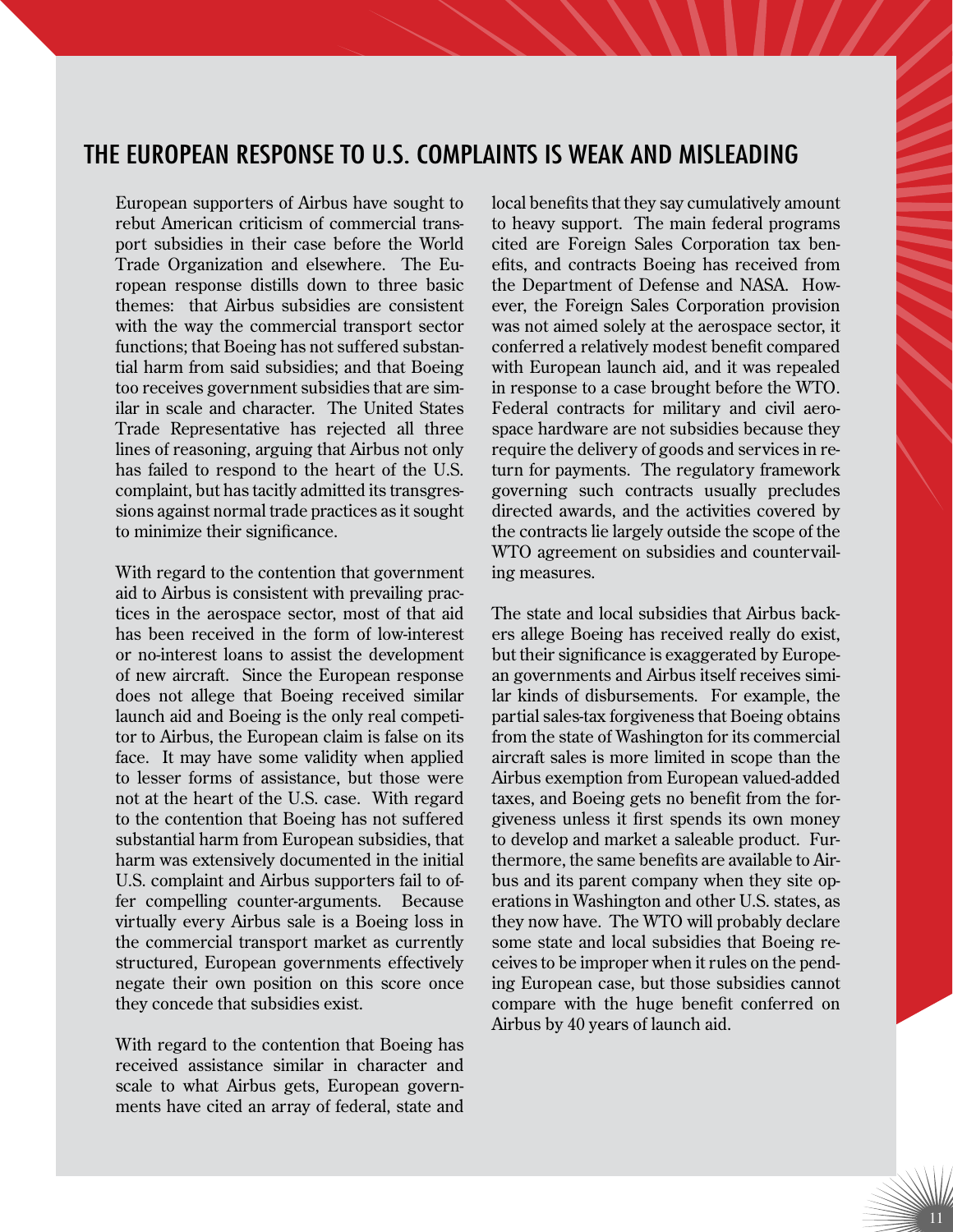## THE EUROPEAN RESPONSE TO U.S. COMPLAINTS IS WEAK AND MISLEADING

European supporters of Airbus have sought to rebut American criticism of commercial transport subsidies in their case before the World Trade Organization and elsewhere. The European response distills down to three basic themes: that Airbus subsidies are consistent with the way the commercial transport sector functions; that Boeing has not suffered substantial harm from said subsidies; and that Boeing too receives government subsidies that are similar in scale and character. The United States Trade Representative has rejected all three lines of reasoning, arguing that Airbus not only has failed to respond to the heart of the U.S. complaint, but has tacitly admitted its transgressions against normal trade practices as it sought to minimize their significance.

With regard to the contention that government aid to Airbus is consistent with prevailing practices in the aerospace sector, most of that aid has been received in the form of low-interest or no-interest loans to assist the development of new aircraft. Since the European response does not allege that Boeing received similar launch aid and Boeing is the only real competitor to Airbus, the European claim is false on its face. It may have some validity when applied to lesser forms of assistance, but those were not at the heart of the U.S. case. With regard to the contention that Boeing has not suffered substantial harm from European subsidies, that harm was extensively documented in the initial U.S. complaint and Airbus supporters fail to offer compelling counter-arguments. Because virtually every Airbus sale is a Boeing loss in the commercial transport market as currently structured, European governments effectively negate their own position on this score once they concede that subsidies exist.

With regard to the contention that Boeing has received assistance similar in character and scale to what Airbus gets, European governments have cited an array of federal, state and local benefits that they say cumulatively amount to heavy support. The main federal programs cited are Foreign Sales Corporation tax benefits, and contracts Boeing has received from the Department of Defense and NASA. However, the Foreign Sales Corporation provision was not aimed solely at the aerospace sector, it conferred a relatively modest benefit compared with European launch aid, and it was repealed in response to a case brought before the WTO. Federal contracts for military and civil aerospace hardware are not subsidies because they require the delivery of goods and services in return for payments. The regulatory framework governing such contracts usually precludes directed awards, and the activities covered by the contracts lie largely outside the scope of the WTO agreement on subsidies and countervailing measures.

The state and local subsidies that Airbus backers allege Boeing has received really do exist, but their significance is exaggerated by European governments and Airbus itself receives similar kinds of disbursements. For example, the partial sales-tax forgiveness that Boeing obtains from the state of Washington for its commercial aircraft sales is more limited in scope than the Airbus exemption from European valued-added taxes, and Boeing gets no benefit from the forgiveness unless it first spends its own money to develop and market a saleable product. Furthermore, the same benefits are available to Airbus and its parent company when they site operations in Washington and other U.S. states, as they now have. The WTO will probably declare some state and local subsidies that Boeing receives to be improper when it rules on the pending European case, but those subsidies cannot compare with the huge benefit conferred on Airbus by 40 years of launch aid.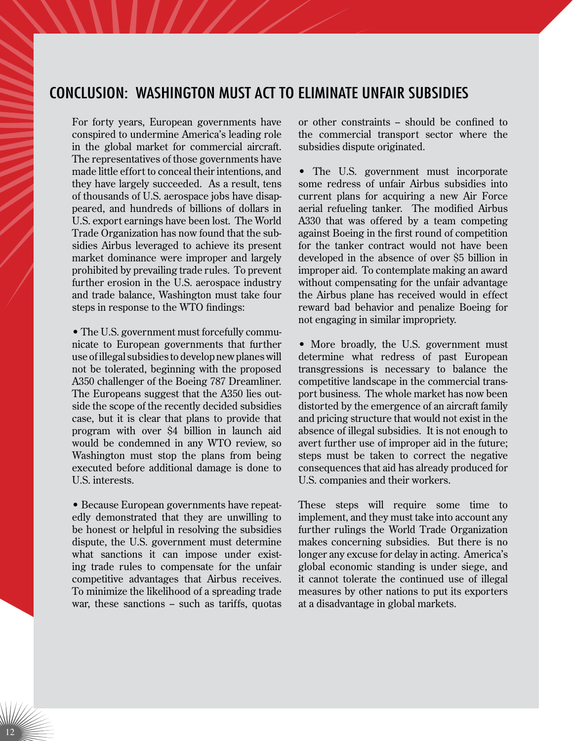## CONCLUSION: WASHINGTON MUST ACT TO ELIMINATE UNFAIR SUBSIDIES

For forty years, European governments have conspired to undermine America's leading role in the global market for commercial aircraft. The representatives of those governments have made little effort to conceal their intentions, and they have largely succeeded. As a result, tens of thousands of U.S. aerospace jobs have disappeared, and hundreds of billions of dollars in U.S. export earnings have been lost. The World Trade Organization has now found that the subsidies Airbus leveraged to achieve its present market dominance were improper and largely prohibited by prevailing trade rules. To prevent further erosion in the U.S. aerospace industry and trade balance, Washington must take four steps in response to the WTO findings:

- The U.S. government must forcefully communicate to European governments that further use of illegal subsidies to develop new planes will not be tolerated, beginning with the proposed A350 challenger of the Boeing 787 Dreamliner. The Europeans suggest that the A350 lies outside the scope of the recently decided subsidies case, but it is clear that plans to provide that program with over $4 billion in launch aid would be condemned in any WTO review, so Washington must stop the plans from being executed before additional damage is done to U.S. interests.

- Because European governments have repeatedly demonstrated that they are unwilling to be honest or helpful in resolving the subsidies dispute, the U.S. government must determine what sanctions it can impose under existing trade rules to compensate for the unfair competitive advantages that Airbus receives. To minimize the likelihood of a spreading trade war, these sanctions – such as tariffs, quotas or other constraints – should be confined to the commercial transport sector where the subsidies dispute originated.

- The U.S. government must incorporate some redress of unfair Airbus subsidies into current plans for acquiring a new Air Force aerial refueling tanker. The modified Airbus A330 that was offered by a team competing against Boeing in the first round of competition for the tanker contract would not have been developed in the absence of over $5 billion in improper aid. To contemplate making an award without compensating for the unfair advantage the Airbus plane has received would in effect reward bad behavior and penalize Boeing for not engaging in similar impropriety.

- More broadly, the U.S. government must determine what redress of past European transgressions is necessary to balance the competitive landscape in the commercial transport business. The whole market has now been distorted by the emergence of an aircraft family and pricing structure that would not exist in the absence of illegal subsidies. It is not enough to avert further use of improper aid in the future; steps must be taken to correct the negative consequences that aid has already produced for U.S. companies and their workers.

These steps will require some time to implement, and they must take into account any further rulings the World Trade Organization makes concerning subsidies. But there is no longer any excuse for delay in acting. America's global economic standing is under siege, and it cannot tolerate the continued use of illegal measures by other nations to put its exporters at a disadvantage in global markets.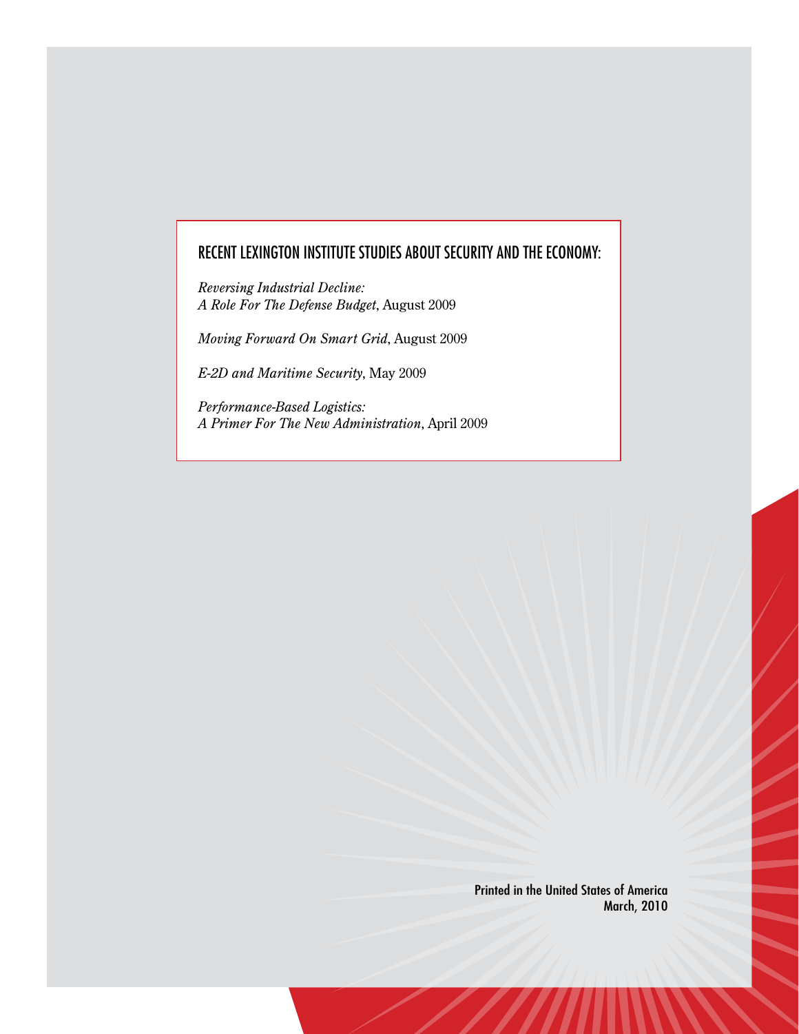## RECENT LEXINGTON INSTITUTE STUDIES ABOUT SECURITY AND THE ECONOMY:

*Reversing Industrial Decline: A Role For The Defense Budget*, August 2009

*Moving Forward On Smart Grid*, August 2009

*E-2D and Maritime Security*, May 2009

*Performance-Based Logistics: A Primer For The New Administration*, April 2009

Printed in the United States of America
March, 2010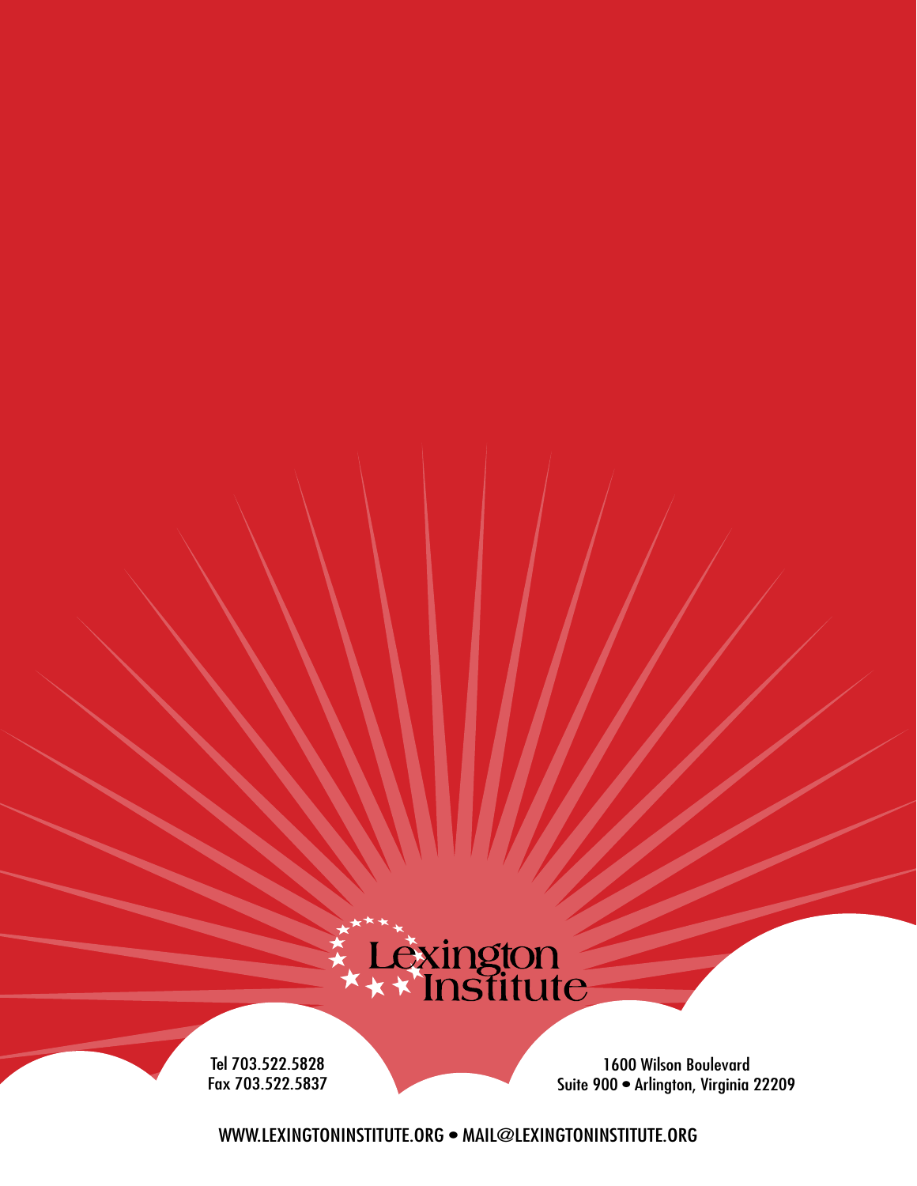Lexington Institute

Tel 703.522.5828
Fax 703.522.5837

1600 Wilson Boulevard
Suite 900 • Arlington, Virginia 22209

WWW.LEXINGTONINSTITUTE.ORG • MAIL@LEXINGTONINSTITUTE.ORG